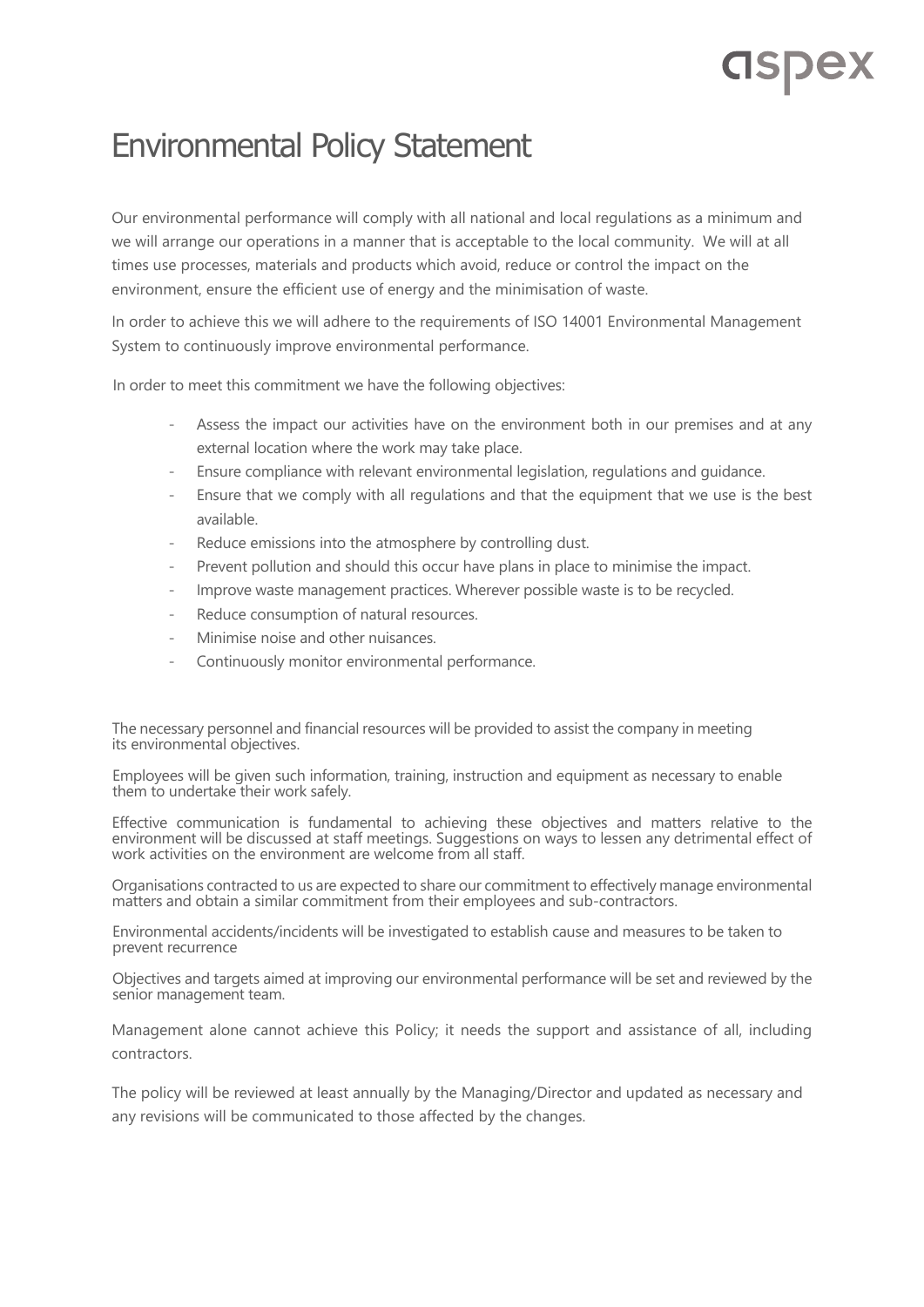aspex

# Environmental Policy Statement

Our environmental performance will comply with all national and local regulations as a minimum and we will arrange our operations in a manner that is acceptable to the local community. We will at all times use processes, materials and products which avoid, reduce or control the impact on the environment, ensure the efficient use of energy and the minimisation of waste.

In order to achieve this we will adhere to the requirements of ISO 14001 Environmental Management System to continuously improve environmental performance.

In order to meet this commitment we have the following objectives:

- Assess the impact our activities have on the environment both in our premises and at any external location where the work may take place.
- Ensure compliance with relevant environmental legislation, regulations and guidance.
- Ensure that we comply with all regulations and that the equipment that we use is the best available.
- Reduce emissions into the atmosphere by controlling dust.
- Prevent pollution and should this occur have plans in place to minimise the impact.
- Improve waste management practices. Wherever possible waste is to be recycled.
- Reduce consumption of natural resources.
- Minimise noise and other nuisances.
- Continuously monitor environmental performance.

The necessary personnel and financial resources will be provided to assist the company in meeting its environmental objectives.

Employees will be given such information, training, instruction and equipment as necessary to enable them to undertake their work safely.

Effective communication is fundamental to achieving these objectives and matters relative to the environment will be discussed at staff meetings. Suggestions on ways to lessen any detrimental effect of work activities on the environment are welcome from all staff.

Organisations contracted to us are expected to share our commitment to effectively manage environmental matters and obtain a similar commitment from their employees and sub-contractors.

Environmental accidents/incidents will be investigated to establish cause and measures to be taken to prevent recurrence

Objectives and targets aimed at improving our environmental performance will be set and reviewed by the senior management team.

Management alone cannot achieve this Policy; it needs the support and assistance of all, including contractors.

The policy will be reviewed at least annually by the Managing/Director and updated as necessary and any revisions will be communicated to those affected by the changes.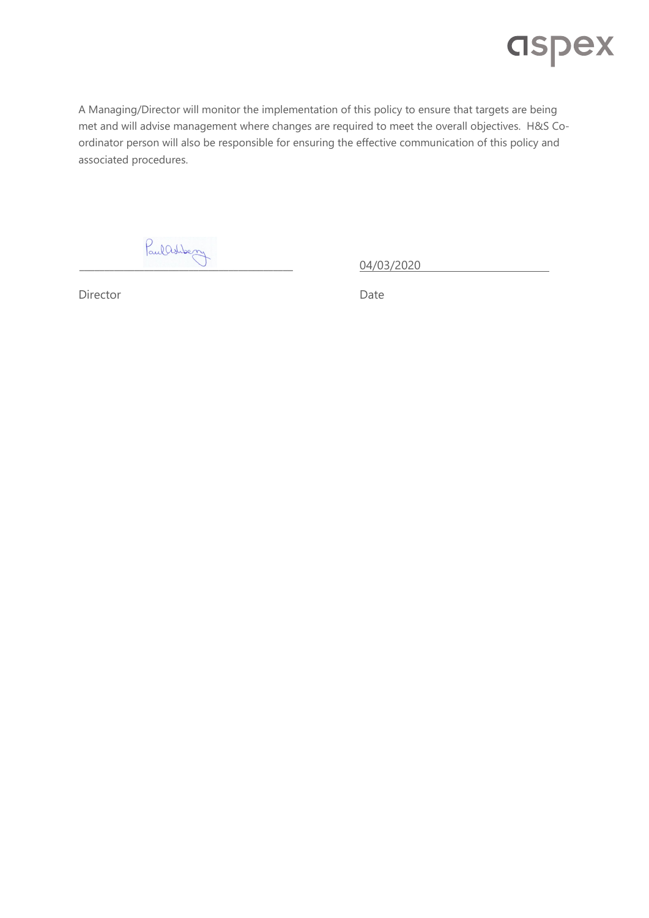A Managing/Director will monitor the implementation of this policy to ensure that targets are being met and will advise management where changes are required to meet the overall objectives. H&S Co-ordinator person will also be responsible for ensuring the effective communication of this policy and associated procedures.

| | |
|---|---|
| ______________________________ | 04/03/2020 |
| Director | Date |